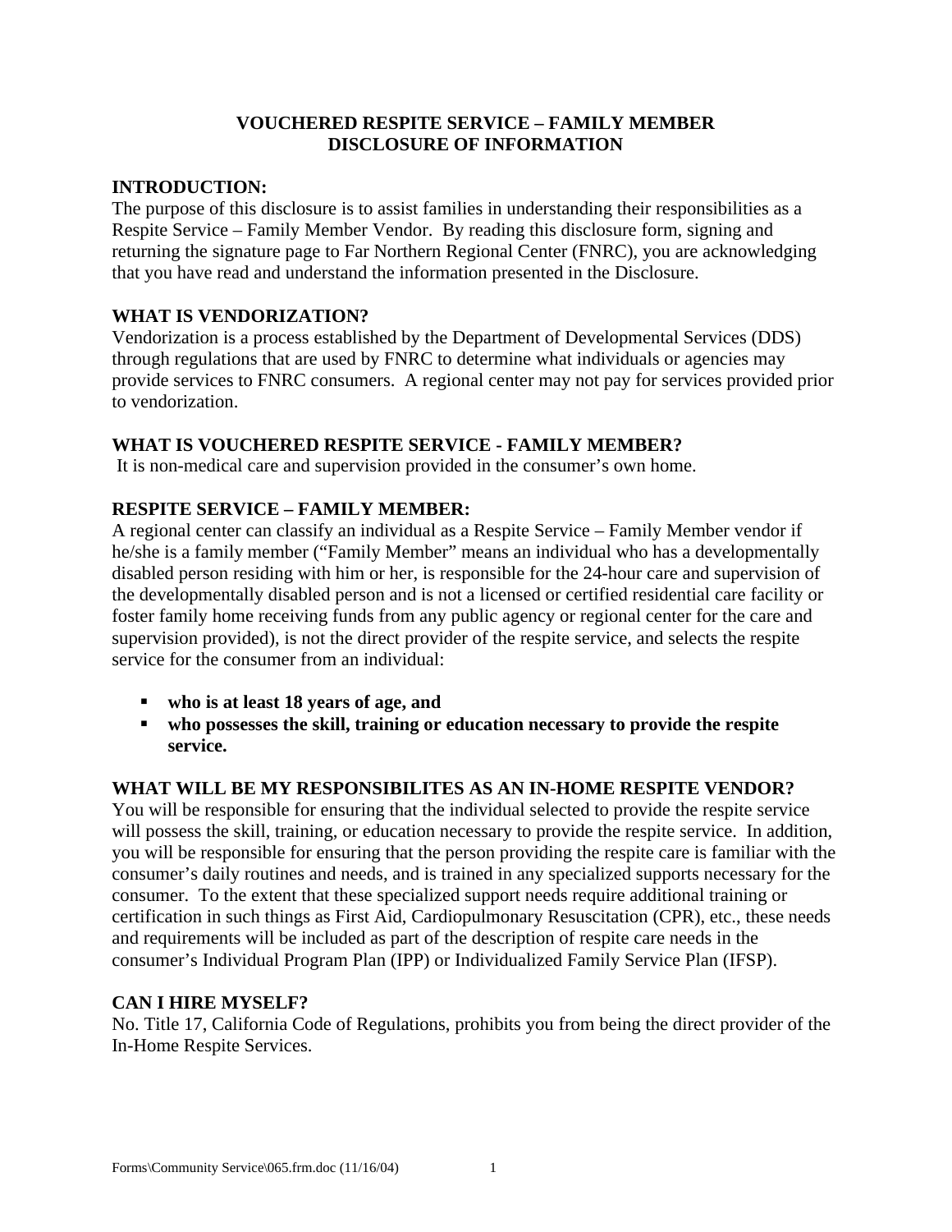# VOUCHERED RESPITE SERVICE – FAMILY MEMBER DISCLOSURE OF INFORMATION

## INTRODUCTION:

The purpose of this disclosure is to assist families in understanding their responsibilities as a Respite Service – Family Member Vendor. By reading this disclosure form, signing and returning the signature page to Far Northern Regional Center (FNRC), you are acknowledging that you have read and understand the information presented in the Disclosure.

## WHAT IS VENDORIZATION?

Vendorization is a process established by the Department of Developmental Services (DDS) through regulations that are used by FNRC to determine what individuals or agencies may provide services to FNRC consumers. A regional center may not pay for services provided prior to vendorization.

## WHAT IS VOUCHERED RESPITE SERVICE - FAMILY MEMBER?

It is non-medical care and supervision provided in the consumer's own home.

## RESPITE SERVICE – FAMILY MEMBER:

A regional center can classify an individual as a Respite Service – Family Member vendor if he/she is a family member ("Family Member" means an individual who has a developmentally disabled person residing with him or her, is responsible for the 24-hour care and supervision of the developmentally disabled person and is not a licensed or certified residential care facility or foster family home receiving funds from any public agency or regional center for the care and supervision provided), is not the direct provider of the respite service, and selects the respite service for the consumer from an individual:

- **who is at least 18 years of age, and**
- **who possesses the skill, training or education necessary to provide the respite service.**

## WHAT WILL BE MY RESPONSIBILITES AS AN IN-HOME RESPITE VENDOR?

You will be responsible for ensuring that the individual selected to provide the respite service will possess the skill, training, or education necessary to provide the respite service. In addition, you will be responsible for ensuring that the person providing the respite care is familiar with the consumer's daily routines and needs, and is trained in any specialized supports necessary for the consumer. To the extent that these specialized support needs require additional training or certification in such things as First Aid, Cardiopulmonary Resuscitation (CPR), etc., these needs and requirements will be included as part of the description of respite care needs in the consumer's Individual Program Plan (IPP) or Individualized Family Service Plan (IFSP).

## CAN I HIRE MYSELF?

No. Title 17, California Code of Regulations, prohibits you from being the direct provider of the In-Home Respite Services.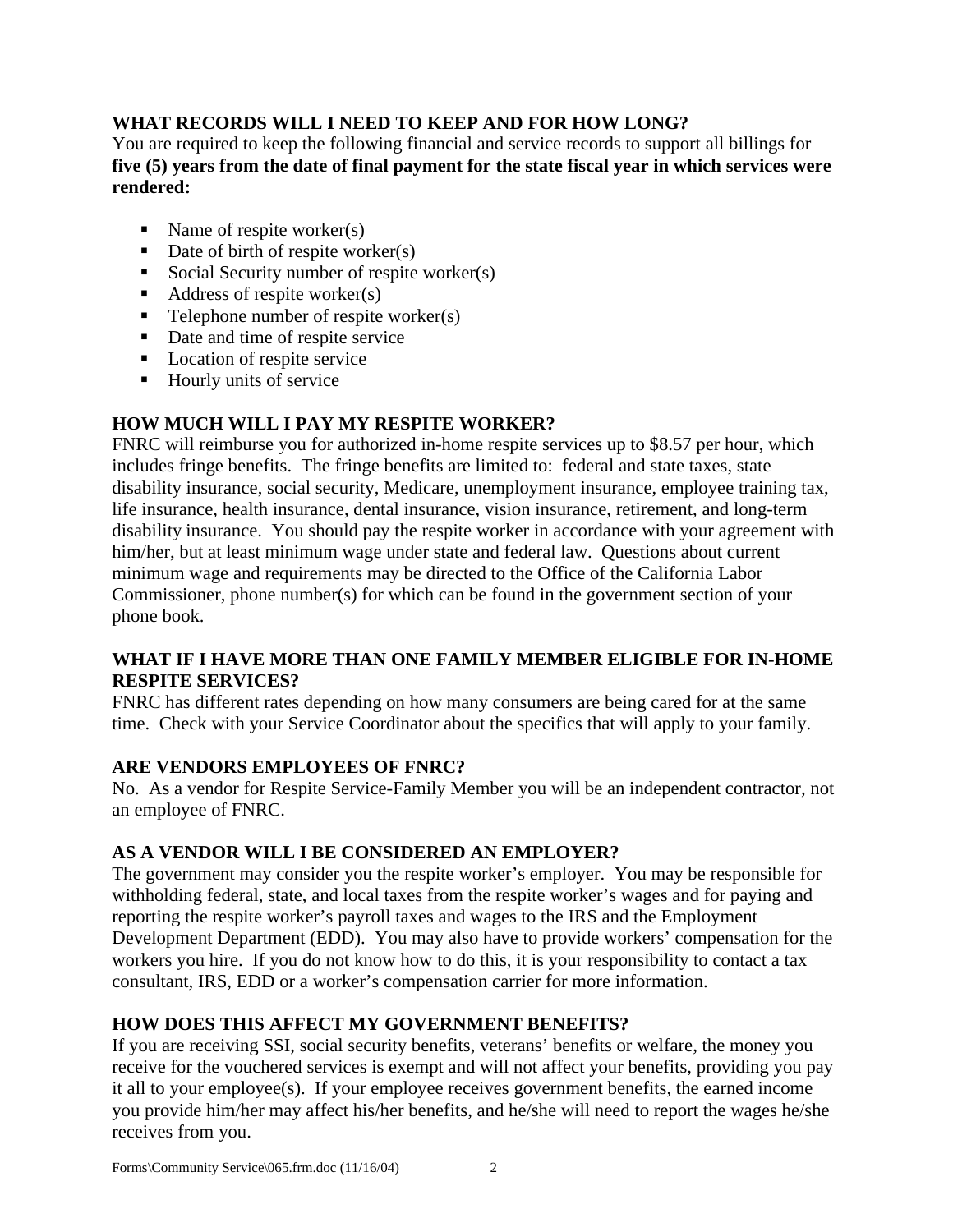## WHAT RECORDS WILL I NEED TO KEEP AND FOR HOW LONG?

You are required to keep the following financial and service records to support all billings for **five (5) years from the date of final payment for the state fiscal year in which services were rendered:**

- Name of respite worker(s)
- Date of birth of respite worker(s)
- Social Security number of respite worker(s)
- Address of respite worker(s)
- Telephone number of respite worker(s)
- Date and time of respite service
- Location of respite service
- Hourly units of service

## HOW MUCH WILL I PAY MY RESPITE WORKER?

FNRC will reimburse you for authorized in-home respite services up to $8.57 per hour, which includes fringe benefits. The fringe benefits are limited to: federal and state taxes, state disability insurance, social security, Medicare, unemployment insurance, employee training tax, life insurance, health insurance, dental insurance, vision insurance, retirement, and long-term disability insurance. You should pay the respite worker in accordance with your agreement with him/her, but at least minimum wage under state and federal law. Questions about current minimum wage and requirements may be directed to the Office of the California Labor Commissioner, phone number(s) for which can be found in the government section of your phone book.

## WHAT IF I HAVE MORE THAN ONE FAMILY MEMBER ELIGIBLE FOR IN-HOME RESPITE SERVICES?

FNRC has different rates depending on how many consumers are being cared for at the same time. Check with your Service Coordinator about the specifics that will apply to your family.

## ARE VENDORS EMPLOYEES OF FNRC?

No. As a vendor for Respite Service-Family Member you will be an independent contractor, not an employee of FNRC.

## AS A VENDOR WILL I BE CONSIDERED AN EMPLOYER?

The government may consider you the respite worker's employer. You may be responsible for withholding federal, state, and local taxes from the respite worker's wages and for paying and reporting the respite worker's payroll taxes and wages to the IRS and the Employment Development Department (EDD). You may also have to provide workers' compensation for the workers you hire. If you do not know how to do this, it is your responsibility to contact a tax consultant, IRS, EDD or a worker's compensation carrier for more information.

## HOW DOES THIS AFFECT MY GOVERNMENT BENEFITS?

If you are receiving SSI, social security benefits, veterans' benefits or welfare, the money you receive for the vouchered services is exempt and will not affect your benefits, providing you pay it all to your employee(s). If your employee receives government benefits, the earned income you provide him/her may affect his/her benefits, and he/she will need to report the wages he/she receives from you.

Forms\Community Service\065.frm.doc (11/16/04)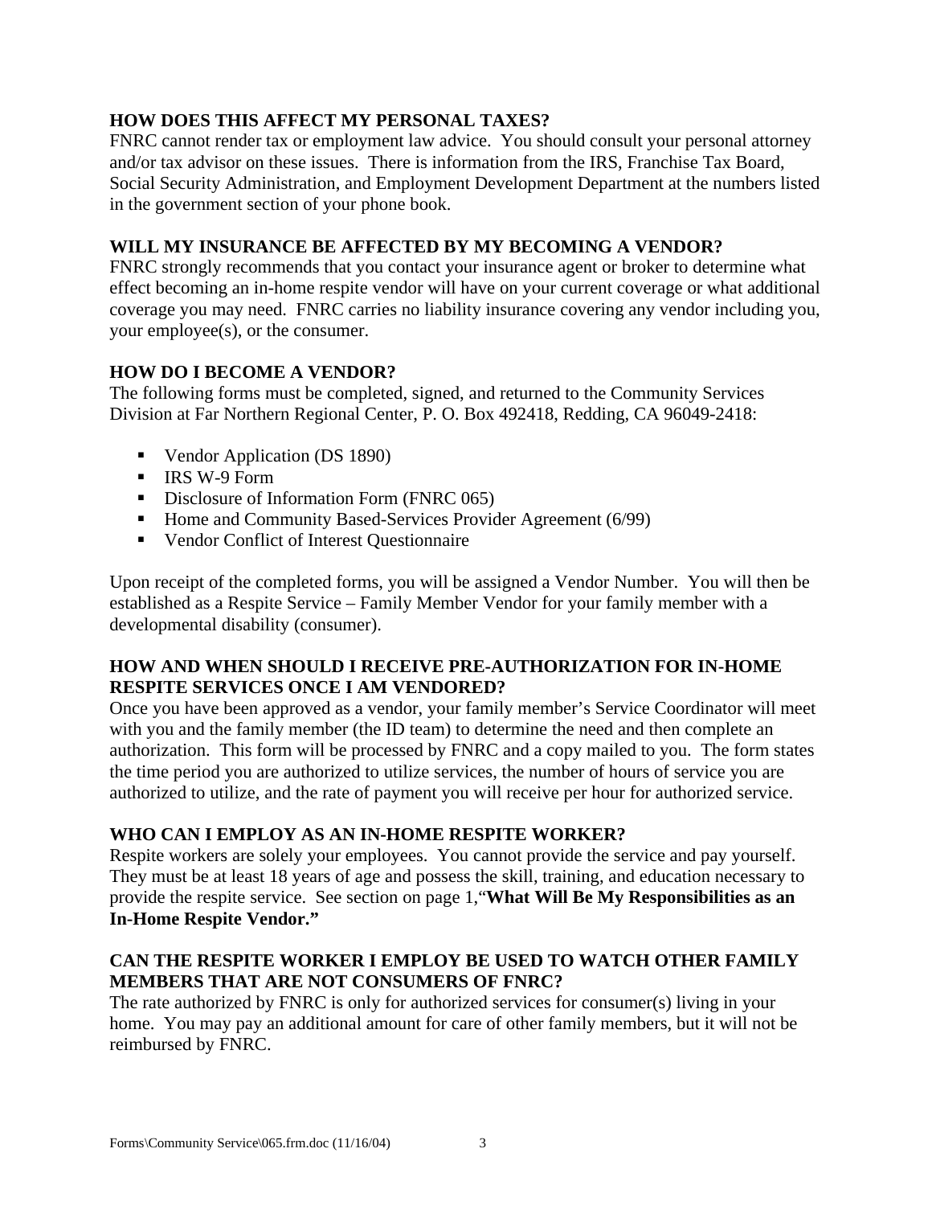**HOW DOES THIS AFFECT MY PERSONAL TAXES?**

FNRC cannot render tax or employment law advice. You should consult your personal attorney and/or tax advisor on these issues. There is information from the IRS, Franchise Tax Board, Social Security Administration, and Employment Development Department at the numbers listed in the government section of your phone book.

**WILL MY INSURANCE BE AFFECTED BY MY BECOMING A VENDOR?**

FNRC strongly recommends that you contact your insurance agent or broker to determine what effect becoming an in-home respite vendor will have on your current coverage or what additional coverage you may need. FNRC carries no liability insurance covering any vendor including you, your employee(s), or the consumer.

**HOW DO I BECOME A VENDOR?**

The following forms must be completed, signed, and returned to the Community Services Division at Far Northern Regional Center, P. O. Box 492418, Redding, CA 96049-2418:

- Vendor Application (DS 1890)
- IRS W-9 Form
- Disclosure of Information Form (FNRC 065)
- Home and Community Based-Services Provider Agreement (6/99)
- Vendor Conflict of Interest Questionnaire

Upon receipt of the completed forms, you will be assigned a Vendor Number. You will then be established as a Respite Service – Family Member Vendor for your family member with a developmental disability (consumer).

**HOW AND WHEN SHOULD I RECEIVE PRE-AUTHORIZATION FOR IN-HOME RESPITE SERVICES ONCE I AM VENDORED?**

Once you have been approved as a vendor, your family member's Service Coordinator will meet with you and the family member (the ID team) to determine the need and then complete an authorization. This form will be processed by FNRC and a copy mailed to you. The form states the time period you are authorized to utilize services, the number of hours of service you are authorized to utilize, and the rate of payment you will receive per hour for authorized service.

**WHO CAN I EMPLOY AS AN IN-HOME RESPITE WORKER?**

Respite workers are solely your employees. You cannot provide the service and pay yourself. They must be at least 18 years of age and possess the skill, training, and education necessary to provide the respite service. See section on page 1,"**What Will Be My Responsibilities as an In-Home Respite Vendor."**

**CAN THE RESPITE WORKER I EMPLOY BE USED TO WATCH OTHER FAMILY MEMBERS THAT ARE NOT CONSUMERS OF FNRC?**

The rate authorized by FNRC is only for authorized services for consumer(s) living in your home. You may pay an additional amount for care of other family members, but it will not be reimbursed by FNRC.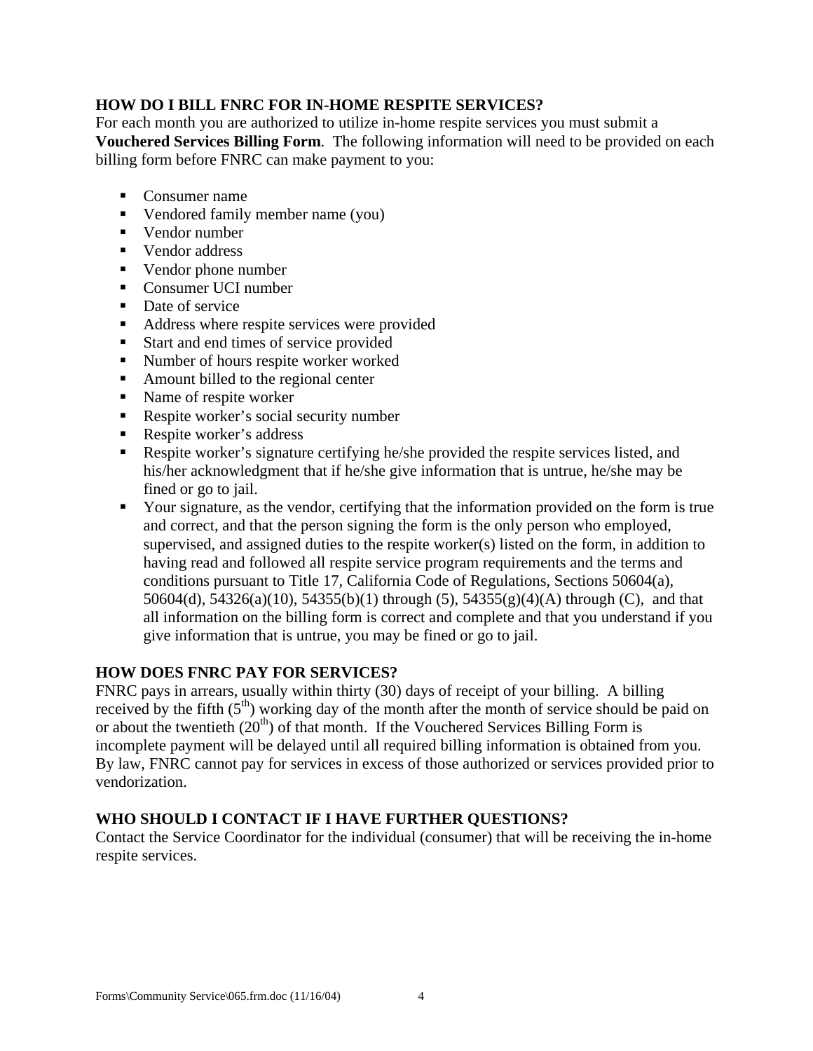### HOW DO I BILL FNRC FOR IN-HOME RESPITE SERVICES?

For each month you are authorized to utilize in-home respite services you must submit a **Vouchered Services Billing Form**. The following information will need to be provided on each billing form before FNRC can make payment to you:

- Consumer name
- Vendored family member name (you)
- Vendor number
- Vendor address
- Vendor phone number
- Consumer UCI number
- Date of service
- Address where respite services were provided
- Start and end times of service provided
- Number of hours respite worker worked
- Amount billed to the regional center
- Name of respite worker
- Respite worker's social security number
- Respite worker's address
- Respite worker's signature certifying he/she provided the respite services listed, and his/her acknowledgment that if he/she give information that is untrue, he/she may be fined or go to jail.
- Your signature, as the vendor, certifying that the information provided on the form is true and correct, and that the person signing the form is the only person who employed, supervised, and assigned duties to the respite worker(s) listed on the form, in addition to having read and followed all respite service program requirements and the terms and conditions pursuant to Title 17, California Code of Regulations, Sections 50604(a), 50604(d), 54326(a)(10), 54355(b)(1) through (5), 54355(g)(4)(A) through (C), and that all information on the billing form is correct and complete and that you understand if you give information that is untrue, you may be fined or go to jail.

### HOW DOES FNRC PAY FOR SERVICES?

FNRC pays in arrears, usually within thirty (30) days of receipt of your billing. A billing received by the fifth (5th) working day of the month after the month of service should be paid on or about the twentieth (20th) of that month. If the Vouchered Services Billing Form is incomplete payment will be delayed until all required billing information is obtained from you. By law, FNRC cannot pay for services in excess of those authorized or services provided prior to vendorization.

### WHO SHOULD I CONTACT IF I HAVE FURTHER QUESTIONS?

Contact the Service Coordinator for the individual (consumer) that will be receiving the in-home respite services.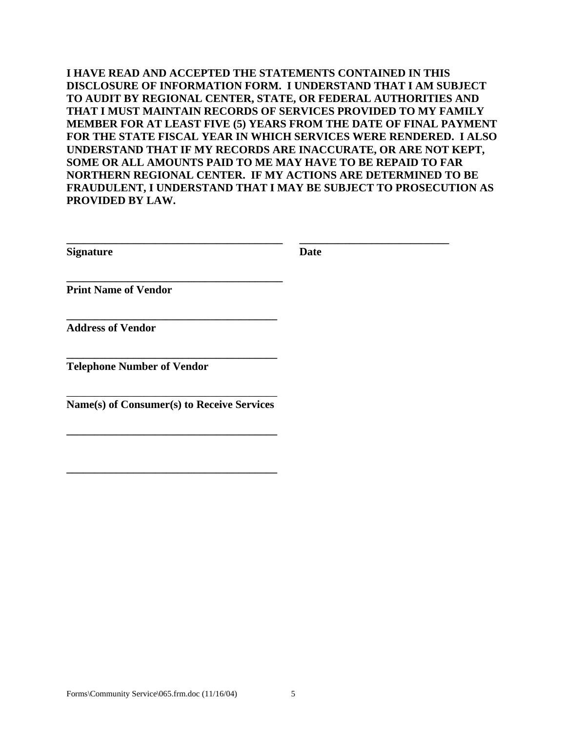**I HAVE READ AND ACCEPTED THE STATEMENTS CONTAINED IN THIS DISCLOSURE OF INFORMATION FORM. I UNDERSTAND THAT I AM SUBJECT TO AUDIT BY REGIONAL CENTER, STATE, OR FEDERAL AUTHORITIES AND THAT I MUST MAINTAIN RECORDS OF SERVICES PROVIDED TO MY FAMILY MEMBER FOR AT LEAST FIVE (5) YEARS FROM THE DATE OF FINAL PAYMENT FOR THE STATE FISCAL YEAR IN WHICH SERVICES WERE RENDERED. I ALSO UNDERSTAND THAT IF MY RECORDS ARE INACCURATE, OR ARE NOT KEPT, SOME OR ALL AMOUNTS PAID TO ME MAY HAVE TO BE REPAID TO FAR NORTHERN REGIONAL CENTER. IF MY ACTIONS ARE DETERMINED TO BE FRAUDULENT, I UNDERSTAND THAT I MAY BE SUBJECT TO PROSECUTION AS PROVIDED BY LAW.**

________________________________________ ____________________________

**Signature** **Date**

________________________________________

**Print Name of Vendor**

________________________________________

**Address of Vendor**

________________________________________

**Telephone Number of Vendor**

________________________________________

**Name(s) of Consumer(s) to Receive Services**

________________________________________

________________________________________

Forms\Community Service\065.frm.doc (11/16/04)